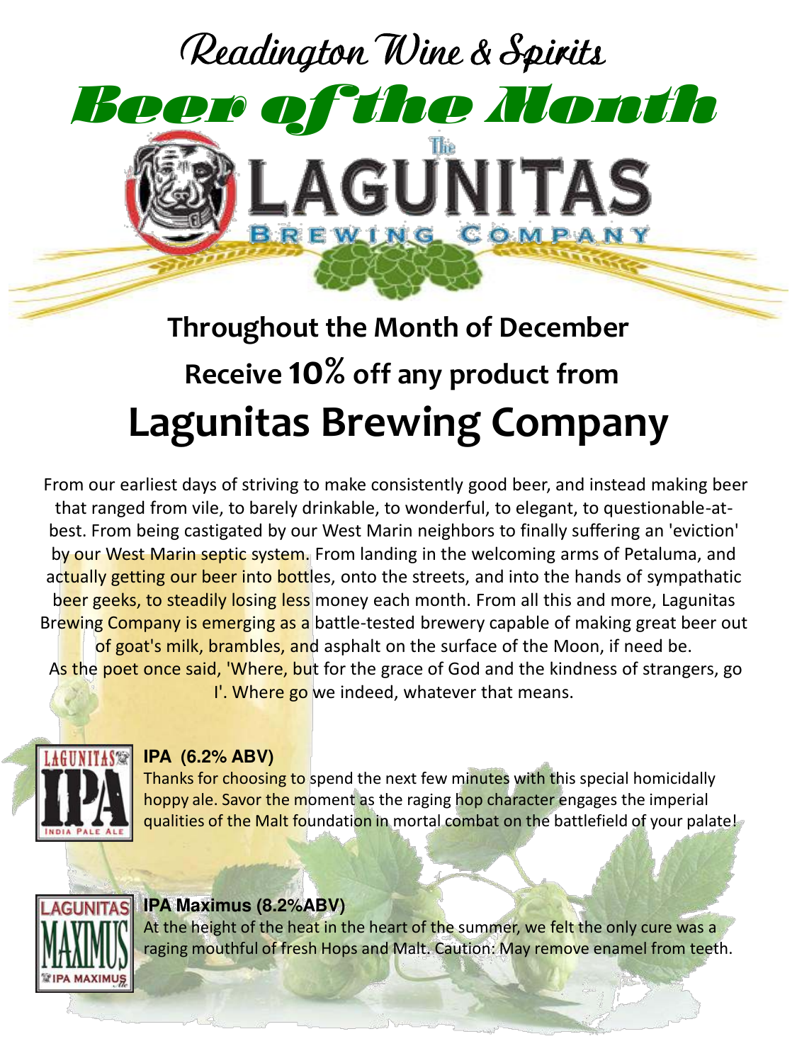# Readington Wine & Spirits

# Beer of the Month

The LAGUNITAS BREWING COMPANY

## Throughout the Month of December

## Receive 10% off any product from

# Lagunitas Brewing Company

From our earliest days of striving to make consistently good beer, and instead making beer that ranged from vile, to barely drinkable, to wonderful, to elegant, to questionable-at-best. From being castigated by our West Marin neighbors to finally suffering an 'eviction' by our West Marin septic system. From landing in the welcoming arms of Petaluma, and actually getting our beer into bottles, onto the streets, and into the hands of sympathatic beer geeks, to steadily losing less money each month. From all this and more, Lagunitas Brewing Company is emerging as a battle-tested brewery capable of making great beer out of goat's milk, brambles, and asphalt on the surface of the Moon, if need be. As the poet once said, 'Where, but for the grace of God and the kindness of strangers, go I'. Where go we indeed, whatever that means.

**IPA (6.2% ABV)**

Thanks for choosing to spend the next few minutes with this special homicidally hoppy ale. Savor the moment as the raging hop character engages the imperial qualities of the Malt foundation in mortal combat on the battlefield of your palate!

**IPA Maximus (8.2%ABV)**

At the height of the heat in the heart of the summer, we felt the only cure was a raging mouthful of fresh Hops and Malt. Caution: May remove enamel from teeth.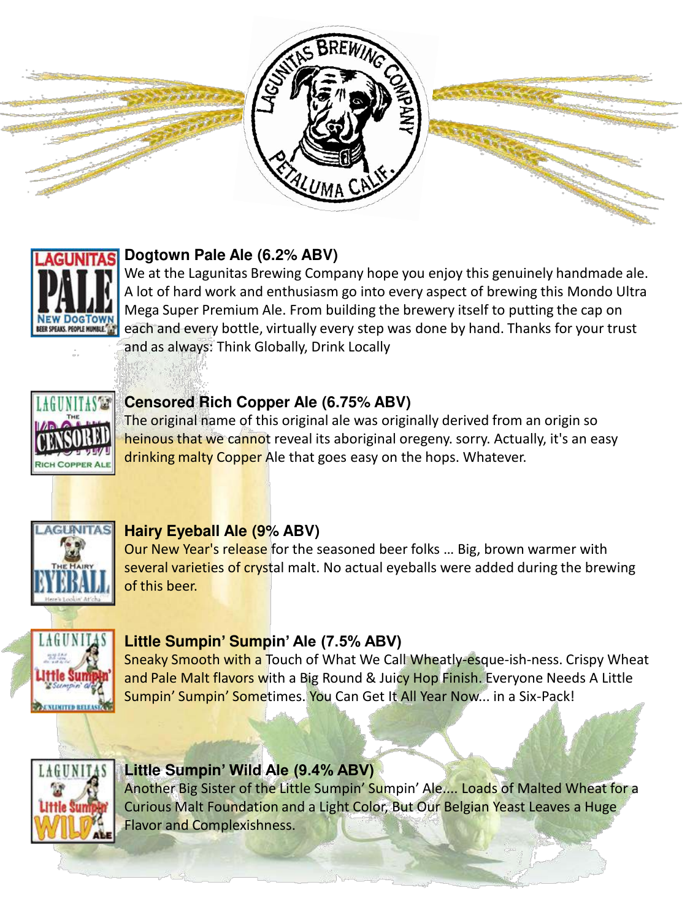### Dogtown Pale Ale (6.2% ABV)

We at the Lagunitas Brewing Company hope you enjoy this genuinely handmade ale. A lot of hard work and enthusiasm go into every aspect of brewing this Mondo Ultra Mega Super Premium Ale. From building the brewery itself to putting the cap on each and every bottle, virtually every step was done by hand. Thanks for your trust and as always: Think Globally, Drink Locally

### Censored Rich Copper Ale (6.75% ABV)

The original name of this original ale was originally derived from an origin so heinous that we cannot reveal its aboriginal oregeny. sorry. Actually, it's an easy drinking malty Copper Ale that goes easy on the hops. Whatever.

### Hairy Eyeball Ale (9% ABV)

Our New Year's release for the seasoned beer folks … Big, brown warmer with several varieties of crystal malt. No actual eyeballs were added during the brewing of this beer.

### Little Sumpin' Sumpin' Ale (7.5% ABV)

Sneaky Smooth with a Touch of What We Call Wheatly-esque-ish-ness. Crispy Wheat and Pale Malt flavors with a Big Round & Juicy Hop Finish. Everyone Needs A Little Sumpin' Sumpin' Sometimes. You Can Get It All Year Now... in a Six-Pack!

### Little Sumpin' Wild Ale (9.4% ABV)

Another Big Sister of the Little Sumpin' Sumpin' Ale.... Loads of Malted Wheat for a Curious Malt Foundation and a Light Color, But Our Belgian Yeast Leaves a Huge Flavor and Complexishness.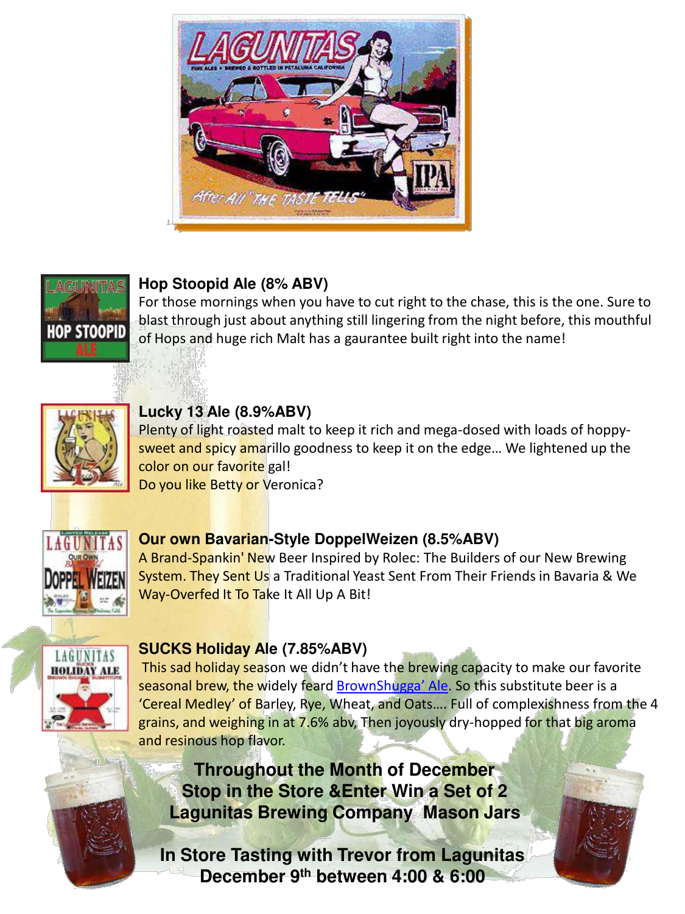### Hop Stoopid Ale (8% ABV)

For those mornings when you have to cut right to the chase, this is the one. Sure to blast through just about anything still lingering from the night before, this mouthful of Hops and huge rich Malt has a gaurantee built right into the name!

### Lucky 13 Ale (8.9%ABV)

Plenty of light roasted malt to keep it rich and mega-dosed with loads of hoppy-sweet and spicy amarillo goodness to keep it on the edge… We lightened up the color on our favorite gal!
Do you like Betty or Veronica?

### Our own Bavarian-Style DoppelWeizen (8.5%ABV)

A Brand-Spankin' New Beer Inspired by Rolec: The Builders of our New Brewing System. They Sent Us a Traditional Yeast Sent From Their Friends in Bavaria & We Way-Overfed It To Take It All Up A Bit!

### SUCKS Holiday Ale (7.85%ABV)

This sad holiday season we didn't have the brewing capacity to make our favorite seasonal brew, the widely feard BrownShugga' Ale. So this substitute beer is a 'Cereal Medley' of Barley, Rye, Wheat, and Oats…. Full of complexishness from the 4 grains, and weighing in at 7.6% abv, Then joyously dry-hopped for that big aroma and resinous hop flavor.

**Throughout the Month of December**
**Stop in the Store &Enter Win a Set of 2**
**Lagunitas Brewing Company Mason Jars**

**In Store Tasting with Trevor from Lagunitas**
**December 9th between 4:00 & 6:00**